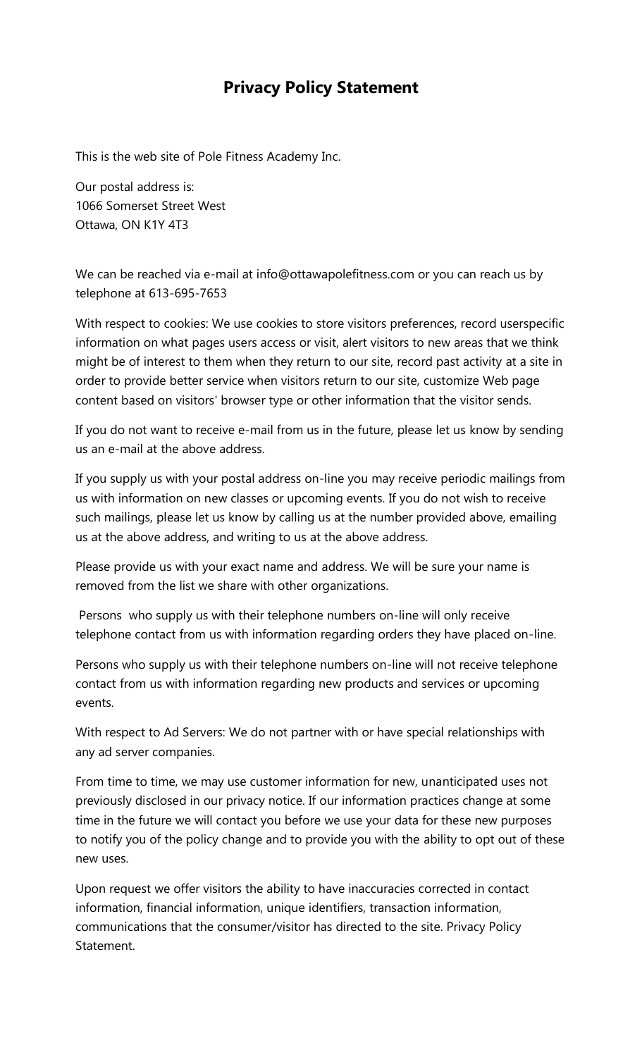# Privacy Policy Statement

This is the web site of Pole Fitness Academy Inc.

Our postal address is:
1066 Somerset Street West
Ottawa, ON K1Y 4T3

We can be reached via e-mail at info@ottawapolefitness.com or you can reach us by telephone at 613-695-7653

With respect to cookies: We use cookies to store visitors preferences, record userspecific information on what pages users access or visit, alert visitors to new areas that we think might be of interest to them when they return to our site, record past activity at a site in order to provide better service when visitors return to our site, customize Web page content based on visitors' browser type or other information that the visitor sends.

If you do not want to receive e-mail from us in the future, please let us know by sending us an e-mail at the above address.

If you supply us with your postal address on-line you may receive periodic mailings from us with information on new classes or upcoming events. If you do not wish to receive such mailings, please let us know by calling us at the number provided above, emailing us at the above address, and writing to us at the above address.

Please provide us with your exact name and address. We will be sure your name is removed from the list we share with other organizations.

Persons who supply us with their telephone numbers on-line will only receive telephone contact from us with information regarding orders they have placed on-line.

Persons who supply us with their telephone numbers on-line will not receive telephone contact from us with information regarding new products and services or upcoming events.

With respect to Ad Servers: We do not partner with or have special relationships with any ad server companies.

From time to time, we may use customer information for new, unanticipated uses not previously disclosed in our privacy notice. If our information practices change at some time in the future we will contact you before we use your data for these new purposes to notify you of the policy change and to provide you with the ability to opt out of these new uses.

Upon request we offer visitors the ability to have inaccuracies corrected in contact information, financial information, unique identifiers, transaction information, communications that the consumer/visitor has directed to the site. Privacy Policy Statement.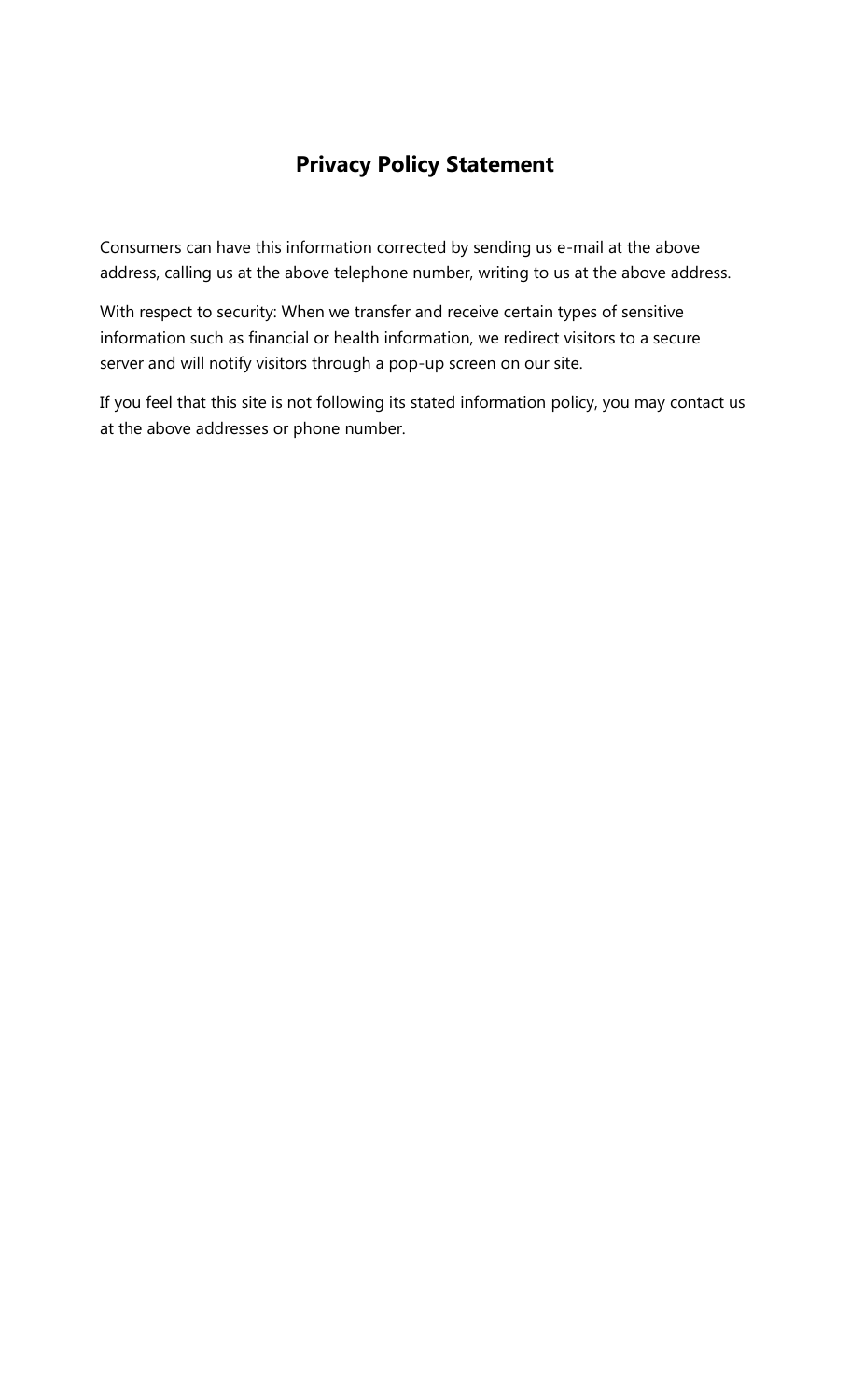# Privacy Policy Statement

Consumers can have this information corrected by sending us e-mail at the above address, calling us at the above telephone number, writing to us at the above address.

With respect to security: When we transfer and receive certain types of sensitive information such as financial or health information, we redirect visitors to a secure server and will notify visitors through a pop-up screen on our site.

If you feel that this site is not following its stated information policy, you may contact us at the above addresses or phone number.